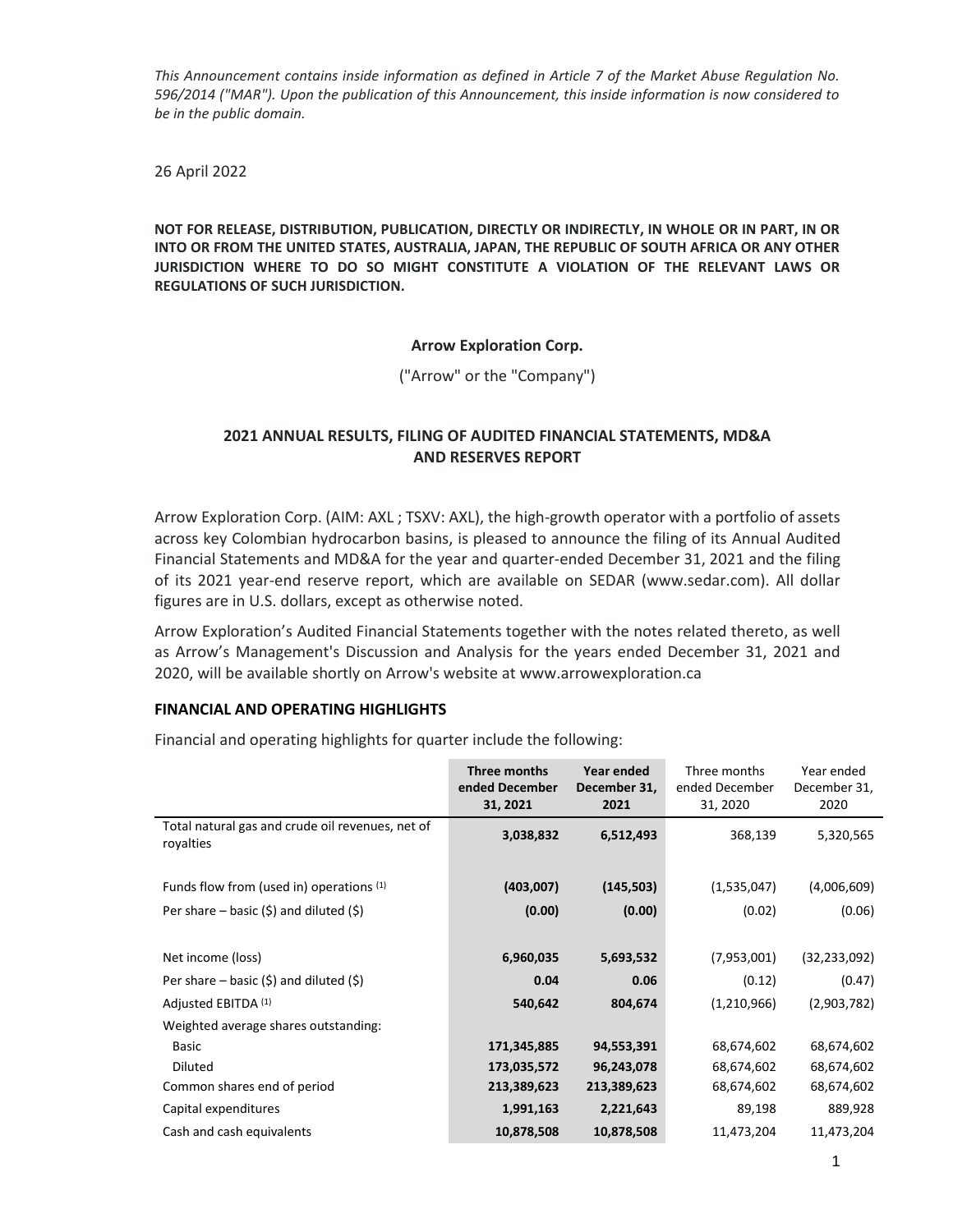*This Announcement contains inside information as defined in Article 7 of the Market Abuse Regulation No. 596/2014 ("MAR"). Upon the publication of this Announcement, this inside information is now considered to be in the public domain.*

26 April 2022

**NOT FOR RELEASE, DISTRIBUTION, PUBLICATION, DIRECTLY OR INDIRECTLY, IN WHOLE OR IN PART, IN OR INTO OR FROM THE UNITED STATES, AUSTRALIA, JAPAN, THE REPUBLIC OF SOUTH AFRICA OR ANY OTHER JURISDICTION WHERE TO DO SO MIGHT CONSTITUTE A VIOLATION OF THE RELEVANT LAWS OR REGULATIONS OF SUCH JURISDICTION.**

**Arrow Exploration Corp.**

("Arrow" or the "Company")

## 2021 ANNUAL RESULTS, FILING OF AUDITED FINANCIAL STATEMENTS, MD&A AND RESERVES REPORT

Arrow Exploration Corp. (AIM: AXL ; TSXV: AXL), the high-growth operator with a portfolio of assets across key Colombian hydrocarbon basins, is pleased to announce the filing of its Annual Audited Financial Statements and MD&A for the year and quarter-ended December 31, 2021 and the filing of its 2021 year-end reserve report, which are available on SEDAR (www.sedar.com). All dollar figures are in U.S. dollars, except as otherwise noted.

Arrow Exploration's Audited Financial Statements together with the notes related thereto, as well as Arrow's Management's Discussion and Analysis for the years ended December 31, 2021 and 2020, will be available shortly on Arrow's website at www.arrowexploration.ca

### FINANCIAL AND OPERATING HIGHLIGHTS

Financial and operating highlights for quarter include the following:

| | **Three months ended December 31, 2021** | **Year ended December 31, 2021** | Three months ended December 31, 2020 | Year ended December 31, 2020 |
|---|---|---|---|---|
| Total natural gas and crude oil revenues, net of royalties | **3,038,832** | **6,512,493** | 368,139 | 5,320,565 |
| Funds flow from (used in) operations (1) | **(403,007)** | **(145,503)** | (1,535,047) | (4,006,609) |
| Per share – basic ($) and diluted ($) | **(0.00)** | **(0.00)** | (0.02) | (0.06) |
| Net income (loss) | **6,960,035** | **5,693,532** | (7,953,001) | (32,233,092) |
| Per share – basic ($) and diluted ($) | **0.04** | **0.06** | (0.12) | (0.47) |
| Adjusted EBITDA (1) | **540,642** | **804,674** | (1,210,966) | (2,903,782) |
| Weighted average shares outstanding: | | | | |
| Basic | **171,345,885** | **94,553,391** | 68,674,602 | 68,674,602 |
| Diluted | **173,035,572** | **96,243,078** | 68,674,602 | 68,674,602 |
| Common shares end of period | **213,389,623** | **213,389,623** | 68,674,602 | 68,674,602 |
| Capital expenditures | **1,991,163** | **2,221,643** | 89,198 | 889,928 |
| Cash and cash equivalents | **10,878,508** | **10,878,508** | 11,473,204 | 11,473,204 |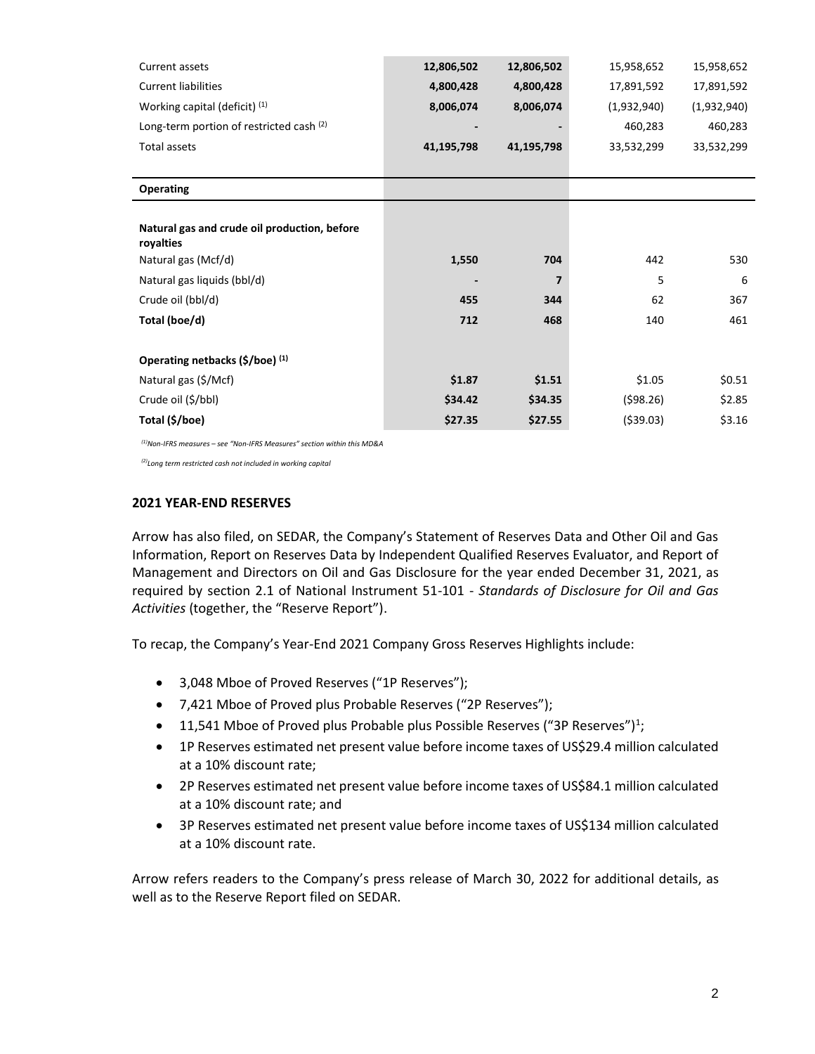| | | | | |
|---|---|---|---|---|
| Current assets | **12,806,502** | **12,806,502** | 15,958,652 | 15,958,652 |
| Current liabilities | **4,800,428** | **4,800,428** | 17,891,592 | 17,891,592 |
| Working capital (deficit) (1) | **8,006,074** | **8,006,074** | (1,932,940) | (1,932,940) |
| Long-term portion of restricted cash (2) | **-** | **-** | 460,283 | 460,283 |
| Total assets | **41,195,798** | **41,195,798** | 33,532,299 | 33,532,299 |
| **Operating** | | | | |
| **Natural gas and crude oil production, before royalties** | | | | |
| Natural gas (Mcf/d) | **1,550** | **704** | 442 | 530 |
| Natural gas liquids (bbl/d) | **-** | **7** | 5 | 6 |
| Crude oil (bbl/d) | **455** | **344** | 62 | 367 |
| **Total (boe/d)** | **712** | **468** | 140 | 461 |
| **Operating netbacks ($/boe) (1)** | | | | |
| Natural gas ($/Mcf) | **$1.87** | **$1.51** | $1.05 | $0.51 |
| Crude oil ($/bbl) | **$34.42** | **$34.35** | ($98.26) | $2.85 |
| **Total ($/boe)** | **$27.35** | **$27.55** | ($39.03) | $3.16 |

*(1) Non-IFRS measures – see "Non-IFRS Measures" section within this MD&A*

*(2) Long term restricted cash not included in working capital*

## 2021 YEAR-END RESERVES

Arrow has also filed, on SEDAR, the Company's Statement of Reserves Data and Other Oil and Gas Information, Report on Reserves Data by Independent Qualified Reserves Evaluator, and Report of Management and Directors on Oil and Gas Disclosure for the year ended December 31, 2021, as required by section 2.1 of National Instrument 51-101 - *Standards of Disclosure for Oil and Gas Activities* (together, the "Reserve Report").

To recap, the Company's Year-End 2021 Company Gross Reserves Highlights include:

- 3,048 Mboe of Proved Reserves ("1P Reserves");
- 7,421 Mboe of Proved plus Probable Reserves ("2P Reserves");
- 11,541 Mboe of Proved plus Probable plus Possible Reserves ("3P Reserves")[1];
- 1P Reserves estimated net present value before income taxes of US$29.4 million calculated at a 10% discount rate;
- 2P Reserves estimated net present value before income taxes of US$84.1 million calculated at a 10% discount rate; and
- 3P Reserves estimated net present value before income taxes of US$134 million calculated at a 10% discount rate.

Arrow refers readers to the Company's press release of March 30, 2022 for additional details, as well as to the Reserve Report filed on SEDAR.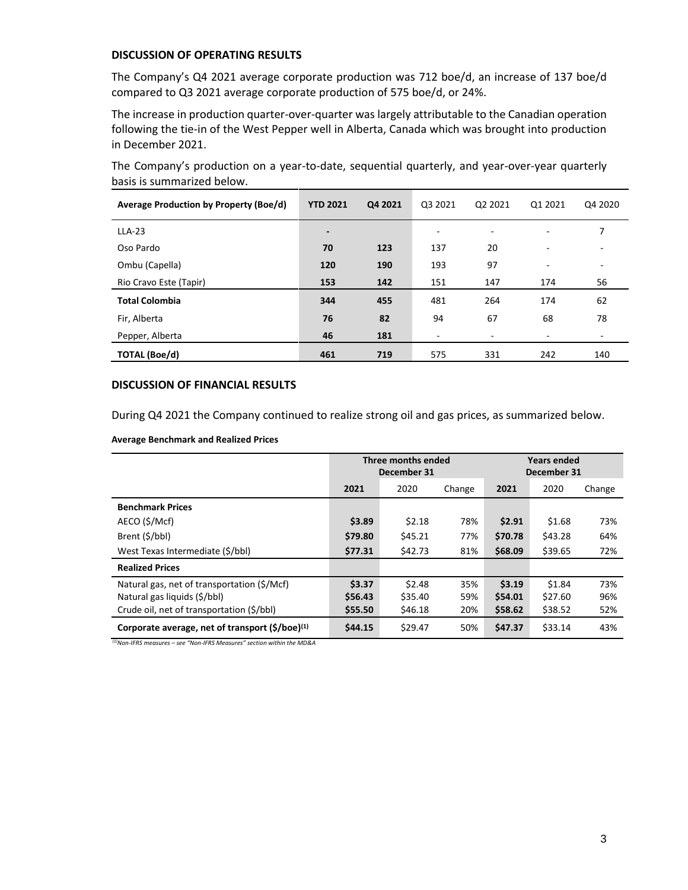### DISCUSSION OF OPERATING RESULTS

The Company's Q4 2021 average corporate production was 712 boe/d, an increase of 137 boe/d compared to Q3 2021 average corporate production of 575 boe/d, or 24%.

The increase in production quarter-over-quarter was largely attributable to the Canadian operation following the tie-in of the West Pepper well in Alberta, Canada which was brought into production in December 2021.

The Company's production on a year-to-date, sequential quarterly, and year-over-year quarterly basis is summarized below.

| Average Production by Property (Boe/d) | YTD 2021 | Q4 2021 | Q3 2021 | Q2 2021 | Q1 2021 | Q4 2020 |
|---|---|---|---|---|---|---|
| LLA-23 | - | | - | - | - | 7 |
| Oso Pardo | 70 | 123 | 137 | 20 | - | - |
| Ombu (Capella) | 120 | 190 | 193 | 97 | - | - |
| Rio Cravo Este (Tapir) | 153 | 142 | 151 | 147 | 174 | 56 |
| **Total Colombia** | **344** | **455** | 481 | 264 | 174 | 62 |
| Fir, Alberta | 76 | 82 | 94 | 67 | 68 | 78 |
| Pepper, Alberta | 46 | 181 | - | - | - | - |
| **TOTAL (Boe/d)** | **461** | **719** | 575 | 331 | 242 | 140 |

### DISCUSSION OF FINANCIAL RESULTS

During Q4 2021 the Company continued to realize strong oil and gas prices, as summarized below.

**Average Benchmark and Realized Prices**

| | Three months ended December 31 | | | Years ended December 31 | | |
|---|---|---|---|---|---|---|
| | 2021 | 2020 | Change | 2021 | 2020 | Change |
| **Benchmark Prices** | | | | | | |
| AECO ($/Mcf) | **$3.89** | $2.18 | 78% | **$2.91** | $1.68 | 73% |
| Brent ($/bbl) | **$79.80** | $45.21 | 77% | **$70.78** | $43.28 | 64% |
| West Texas Intermediate ($/bbl) | **$77.31** | $42.73 | 81% | **$68.09** | $39.65 | 72% |
| **Realized Prices** | | | | | | |
| Natural gas, net of transportation ($/Mcf) | **$3.37** | $2.48 | 35% | **$3.19** | $1.84 | 73% |
| Natural gas liquids ($/bbl) | **$56.43** | $35.40 | 59% | **$54.01** | $27.60 | 96% |
| Crude oil, net of transportation ($/bbl) | **$55.50** | $46.18 | 20% | **$58.62** | $38.52 | 52% |
| **Corporate average, net of transport ($/boe)[1]** | **$44.15** | $29.47 | 50% | **$47.37** | $33.14 | 43% |

*[1]Non-IFRS measures – see "Non-IFRS Measures" section within the MD&A*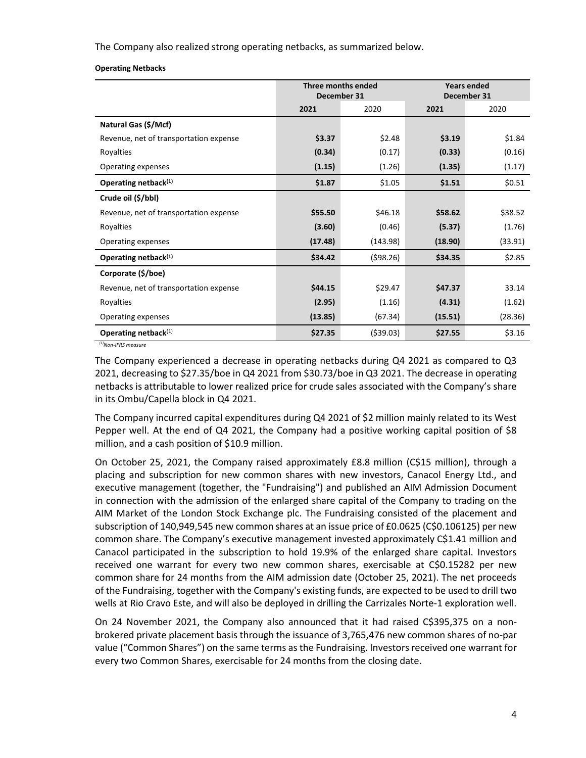The Company also realized strong operating netbacks, as summarized below.

**Operating Netbacks**

| | Three months ended December 31 | | Years ended December 31 | |
|---|---|---|---|---|
| | **2021** | 2020 | **2021** | 2020 |
| **Natural Gas ($/Mcf)** | | | | |
| Revenue, net of transportation expense | **$3.37** | $2.48 | **$3.19** | $1.84 |
| Royalties | **(0.34)** | (0.17) | **(0.33)** | (0.16) |
| Operating expenses | **(1.15)** | (1.26) | **(1.35)** | (1.17) |
| **Operating netback[(1)]** | **$1.87** | $1.05 | **$1.51** | $0.51 |
| **Crude oil ($/bbl)** | | | | |
| Revenue, net of transportation expense | **$55.50** | $46.18 | **$58.62** | $38.52 |
| Royalties | **(3.60)** | (0.46) | **(5.37)** | (1.76) |
| Operating expenses | **(17.48)** | (143.98) | **(18.90)** | (33.91) |
| **Operating netback[(1)]** | **$34.42** | ($98.26) | **$34.35** | $2.85 |
| **Corporate ($/boe)** | | | | |
| Revenue, net of transportation expense | **$44.15** | $29.47 | **$47.37** | 33.14 |
| Royalties | **(2.95)** | (1.16) | **(4.31)** | (1.62) |
| Operating expenses | **(13.85)** | (67.34) | **(15.51)** | (28.36) |
| **Operating netback[(1)]** | **$27.35** | ($39.03) | **$27.55** | $3.16 |

*[(1)]Non-IFRS measure*

The Company experienced a decrease in operating netbacks during Q4 2021 as compared to Q3 2021, decreasing to $27.35/boe in Q4 2021 from $30.73/boe in Q3 2021. The decrease in operating netbacks is attributable to lower realized price for crude sales associated with the Company's share in its Ombu/Capella block in Q4 2021.

The Company incurred capital expenditures during Q4 2021 of $2 million mainly related to its West Pepper well. At the end of Q4 2021, the Company had a positive working capital position of $8 million, and a cash position of $10.9 million.

On October 25, 2021, the Company raised approximately £8.8 million (C$15 million), through a placing and subscription for new common shares with new investors, Canacol Energy Ltd., and executive management (together, the "Fundraising") and published an AIM Admission Document in connection with the admission of the enlarged share capital of the Company to trading on the AIM Market of the London Stock Exchange plc. The Fundraising consisted of the placement and subscription of 140,949,545 new common shares at an issue price of £0.0625 (C$0.106125) per new common share. The Company's executive management invested approximately C$1.41 million and Canacol participated in the subscription to hold 19.9% of the enlarged share capital. Investors received one warrant for every two new common shares, exercisable at C$0.15282 per new common share for 24 months from the AIM admission date (October 25, 2021). The net proceeds of the Fundraising, together with the Company's existing funds, are expected to be used to drill two wells at Rio Cravo Este, and will also be deployed in drilling the Carrizales Norte-1 exploration well.

On 24 November 2021, the Company also announced that it had raised C$395,375 on a non-brokered private placement basis through the issuance of 3,765,476 new common shares of no-par value ("Common Shares") on the same terms as the Fundraising. Investors received one warrant for every two Common Shares, exercisable for 24 months from the closing date.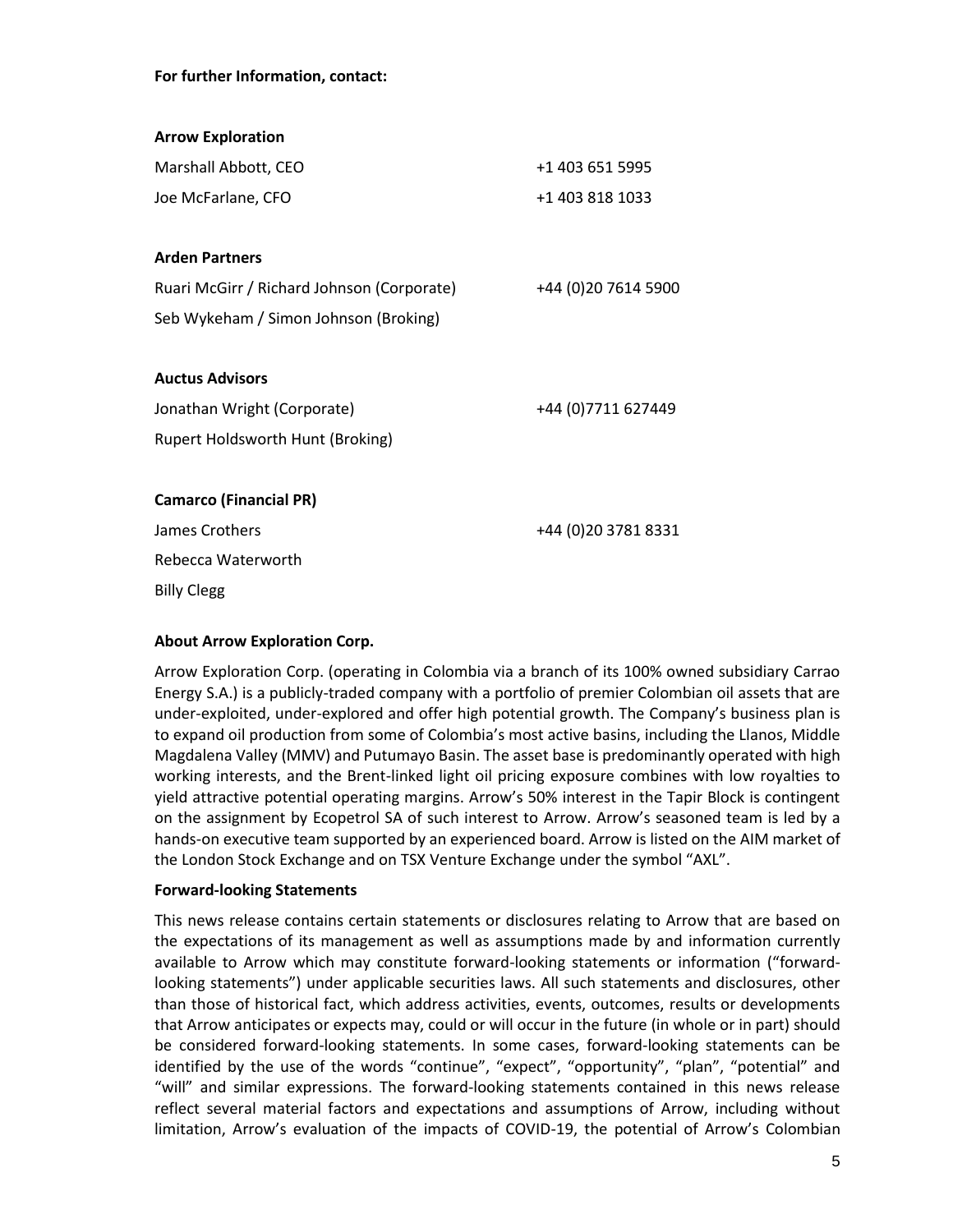**For further Information, contact:**

**Arrow Exploration**

| | |
|---|---|
| Marshall Abbott, CEO | +1 403 651 5995 |
| Joe McFarlane, CFO | +1 403 818 1033 |

**Arden Partners**

| | |
|---|---|
| Ruari McGirr / Richard Johnson (Corporate) | +44 (0)20 7614 5900 |
| Seb Wykeham / Simon Johnson (Broking) | |

**Auctus Advisors**

| | |
|---|---|
| Jonathan Wright (Corporate) | +44 (0)7711 627449 |
| Rupert Holdsworth Hunt (Broking) | |

**Camarco (Financial PR)**

| | |
|---|---|
| James Crothers | +44 (0)20 3781 8331 |
| Rebecca Waterworth | |
| Billy Clegg | |

**About Arrow Exploration Corp.**

Arrow Exploration Corp. (operating in Colombia via a branch of its 100% owned subsidiary Carrao Energy S.A.) is a publicly-traded company with a portfolio of premier Colombian oil assets that are under-exploited, under-explored and offer high potential growth. The Company's business plan is to expand oil production from some of Colombia's most active basins, including the Llanos, Middle Magdalena Valley (MMV) and Putumayo Basin. The asset base is predominantly operated with high working interests, and the Brent-linked light oil pricing exposure combines with low royalties to yield attractive potential operating margins. Arrow's 50% interest in the Tapir Block is contingent on the assignment by Ecopetrol SA of such interest to Arrow. Arrow's seasoned team is led by a hands-on executive team supported by an experienced board. Arrow is listed on the AIM market of the London Stock Exchange and on TSX Venture Exchange under the symbol "AXL".

**Forward-looking Statements**

This news release contains certain statements or disclosures relating to Arrow that are based on the expectations of its management as well as assumptions made by and information currently available to Arrow which may constitute forward-looking statements or information ("forward-looking statements") under applicable securities laws. All such statements and disclosures, other than those of historical fact, which address activities, events, outcomes, results or developments that Arrow anticipates or expects may, could or will occur in the future (in whole or in part) should be considered forward-looking statements. In some cases, forward-looking statements can be identified by the use of the words "continue", "expect", "opportunity", "plan", "potential" and "will" and similar expressions. The forward-looking statements contained in this news release reflect several material factors and expectations and assumptions of Arrow, including without limitation, Arrow's evaluation of the impacts of COVID-19, the potential of Arrow's Colombian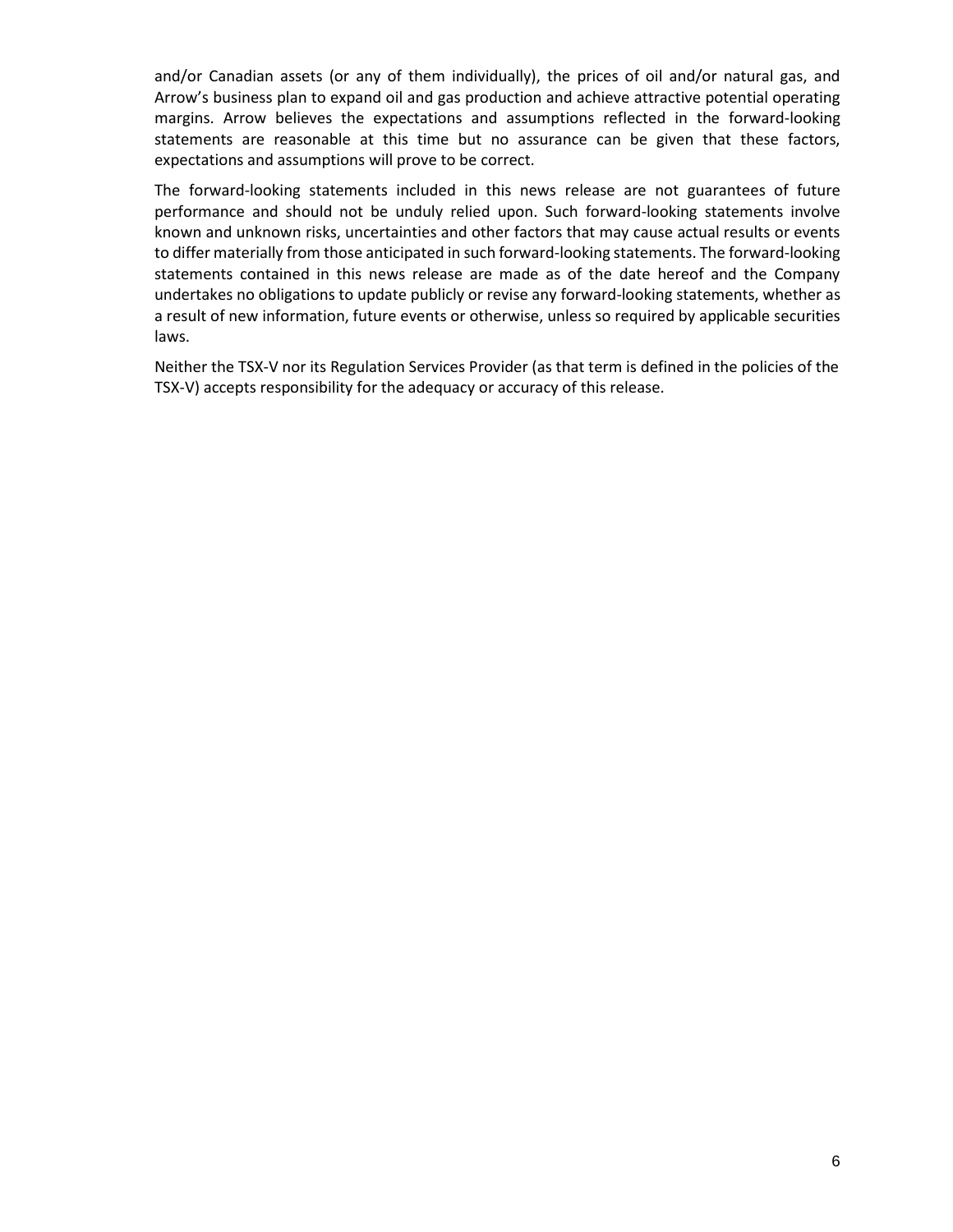and/or Canadian assets (or any of them individually), the prices of oil and/or natural gas, and Arrow's business plan to expand oil and gas production and achieve attractive potential operating margins. Arrow believes the expectations and assumptions reflected in the forward-looking statements are reasonable at this time but no assurance can be given that these factors, expectations and assumptions will prove to be correct.

The forward-looking statements included in this news release are not guarantees of future performance and should not be unduly relied upon. Such forward-looking statements involve known and unknown risks, uncertainties and other factors that may cause actual results or events to differ materially from those anticipated in such forward-looking statements. The forward-looking statements contained in this news release are made as of the date hereof and the Company undertakes no obligations to update publicly or revise any forward-looking statements, whether as a result of new information, future events or otherwise, unless so required by applicable securities laws.

Neither the TSX-V nor its Regulation Services Provider (as that term is defined in the policies of the TSX-V) accepts responsibility for the adequacy or accuracy of this release.